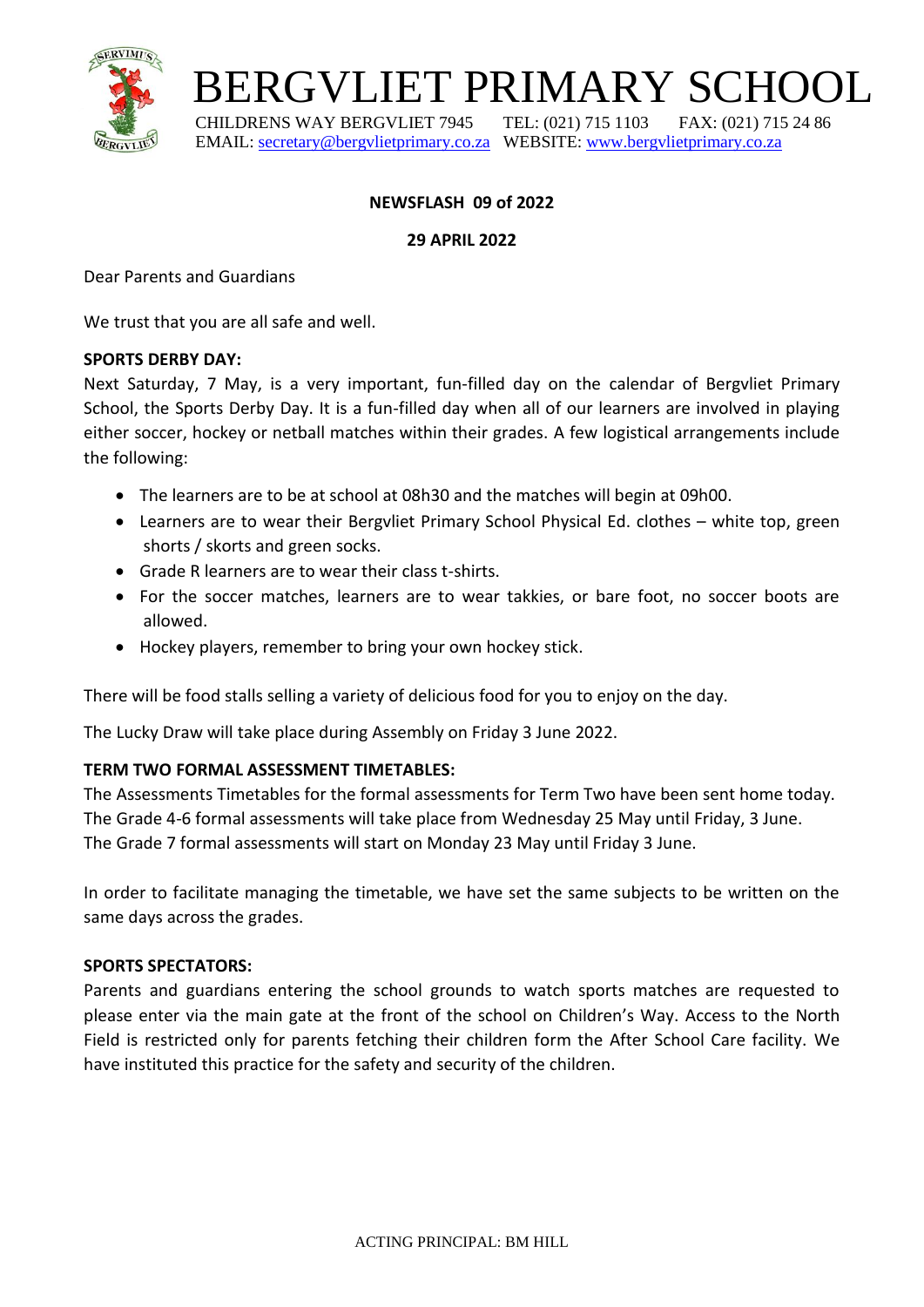# BERGVLIET PRIMARY SCHOOL

CHILDRENS WAY BERGVLIET 7945 TEL: (021) 715 1103 FAX: (021) 715 24 86
EMAIL: secretary@bergvlietprimary.co.za WEBSITE: www.bergvlietprimary.co.za

**NEWSFLASH 09 of 2022**

**29 APRIL 2022**

Dear Parents and Guardians

We trust that you are all safe and well.

**SPORTS DERBY DAY:**

Next Saturday, 7 May, is a very important, fun-filled day on the calendar of Bergvliet Primary School, the Sports Derby Day. It is a fun-filled day when all of our learners are involved in playing either soccer, hockey or netball matches within their grades. A few logistical arrangements include the following:

- The learners are to be at school at 08h30 and the matches will begin at 09h00.
- Learners are to wear their Bergvliet Primary School Physical Ed. clothes – white top, green shorts / skorts and green socks.
- Grade R learners are to wear their class t-shirts.
- For the soccer matches, learners are to wear takkies, or bare foot, no soccer boots are allowed.
- Hockey players, remember to bring your own hockey stick.

There will be food stalls selling a variety of delicious food for you to enjoy on the day.

The Lucky Draw will take place during Assembly on Friday 3 June 2022.

**TERM TWO FORMAL ASSESSMENT TIMETABLES:**

The Assessments Timetables for the formal assessments for Term Two have been sent home today.
The Grade 4-6 formal assessments will take place from Wednesday 25 May until Friday, 3 June.
The Grade 7 formal assessments will start on Monday 23 May until Friday 3 June.

In order to facilitate managing the timetable, we have set the same subjects to be written on the same days across the grades.

**SPORTS SPECTATORS:**

Parents and guardians entering the school grounds to watch sports matches are requested to please enter via the main gate at the front of the school on Children's Way. Access to the North Field is restricted only for parents fetching their children form the After School Care facility. We have instituted this practice for the safety and security of the children.

ACTING PRINCIPAL: BM HILL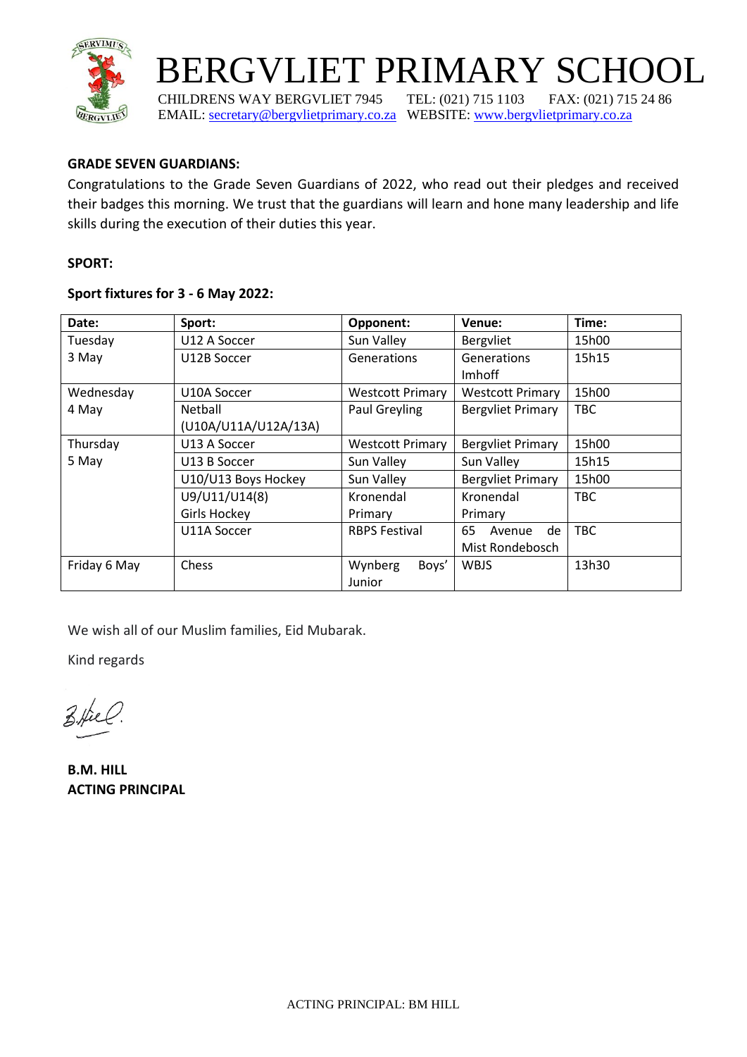# BERGVLIET PRIMARY SCHOOL

CHILDRENS WAY BERGVLIET 7945 TEL: (021) 715 1103 FAX: (021) 715 24 86
EMAIL: secretary@bergvlietprimary.co.za WEBSITE: www.bergvlietprimary.co.za

**GRADE SEVEN GUARDIANS:**

Congratulations to the Grade Seven Guardians of 2022, who read out their pledges and received their badges this morning. We trust that the guardians will learn and hone many leadership and life skills during the execution of their duties this year.

**SPORT:**

**Sport fixtures for 3 - 6 May 2022:**

| Date: | Sport: | Opponent: | Venue: | Time: |
|---|---|---|---|---|
| Tuesday 3 May | U12 A Soccer | Sun Valley | Bergvliet | 15h00 |
| | U12B Soccer | Generations | Generations Imhoff | 15h15 |
| Wednesday 4 May | U10A Soccer | Westcott Primary | Westcott Primary | 15h00 |
| | Netball (U10A/U11A/U12A/13A) | Paul Greyling | Bergvliet Primary | TBC |
| Thursday 5 May | U13 A Soccer | Westcott Primary | Bergvliet Primary | 15h00 |
| | U13 B Soccer | Sun Valley | Sun Valley | 15h15 |
| | U10/U13 Boys Hockey | Sun Valley | Bergvliet Primary | 15h00 |
| | U9/U11/U14(8) Girls Hockey | Kronendal Primary | Kronendal Primary | TBC |
| | U11A Soccer | RBPS Festival | 65 Avenue de Mist Rondebosch | TBC |
| Friday 6 May | Chess | Wynberg Boys' Junior | WBJS | 13h30 |

We wish all of our Muslim families, Eid Mubarak.

Kind regards

**B.M. HILL**
**ACTING PRINCIPAL**